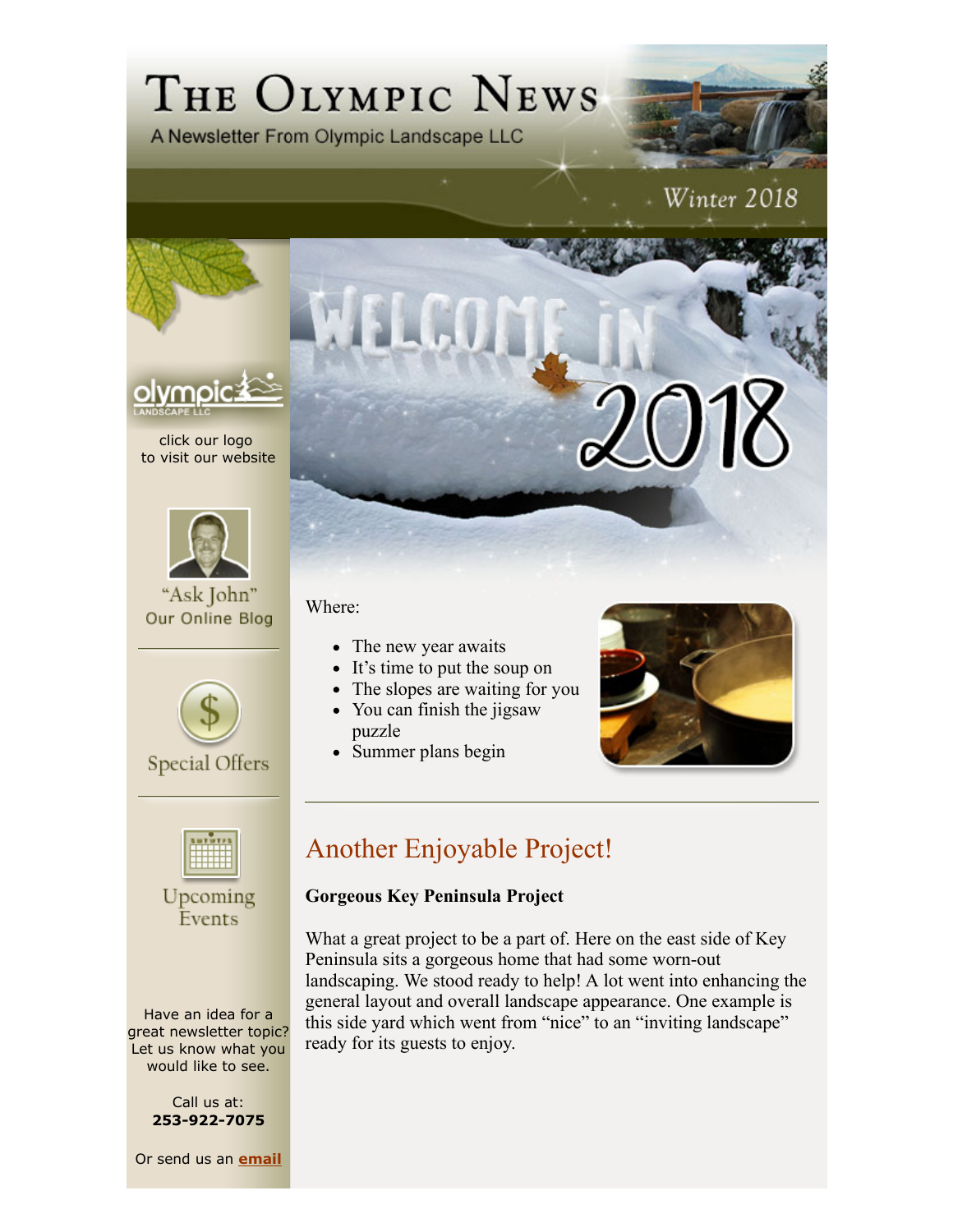# The Olympic News

A Newsletter From Olympic Landscape LLC

Winter 2018

WELCOME IN 2018

Where:

- The new year awaits
- It's time to put the soup on
- The slopes are waiting for you
- You can finish the jigsaw puzzle
- Summer plans begin

## Another Enjoyable Project!

**Gorgeous Key Peninsula Project**

What a great project to be a part of. Here on the east side of Key Peninsula sits a gorgeous home that had some worn-out landscaping. We stood ready to help! A lot went into enhancing the general layout and overall landscape appearance. One example is this side yard which went from "nice" to an "inviting landscape" ready for its guests to enjoy.

click our logo to visit our website

"Ask John" Our Online Blog

Special Offers

Upcoming Events

Have an idea for a great newsletter topic? Let us know what you would like to see.

Call us at:
**253-922-7075**

Or send us an **email**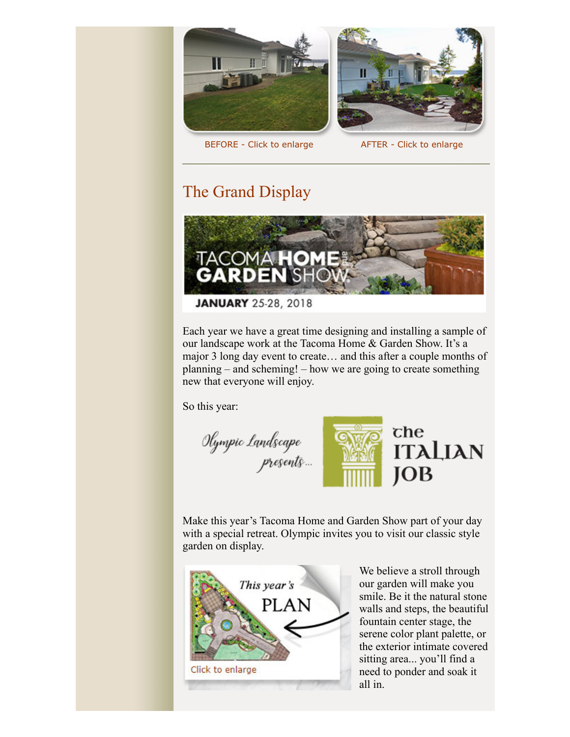BEFORE - Click to enlarge

AFTER - Click to enlarge

---

## The Grand Display

TACOMA HOME and GARDEN SHOW

JANUARY 25-28, 2018

Each year we have a great time designing and installing a sample of our landscape work at the Tacoma Home & Garden Show. It's a major 3 long day event to create… and this after a couple months of planning – and scheming! – how we are going to create something new that everyone will enjoy.

So this year:

*Olympic Landscape presents...* the ITALIAN JOB

Make this year's Tacoma Home and Garden Show part of your day with a special retreat. Olympic invites you to visit our classic style garden on display.

This year's PLAN

Click to enlarge

We believe a stroll through our garden will make you smile. Be it the natural stone walls and steps, the beautiful fountain center stage, the serene color plant palette, or the exterior intimate covered sitting area... you'll find a need to ponder and soak it all in.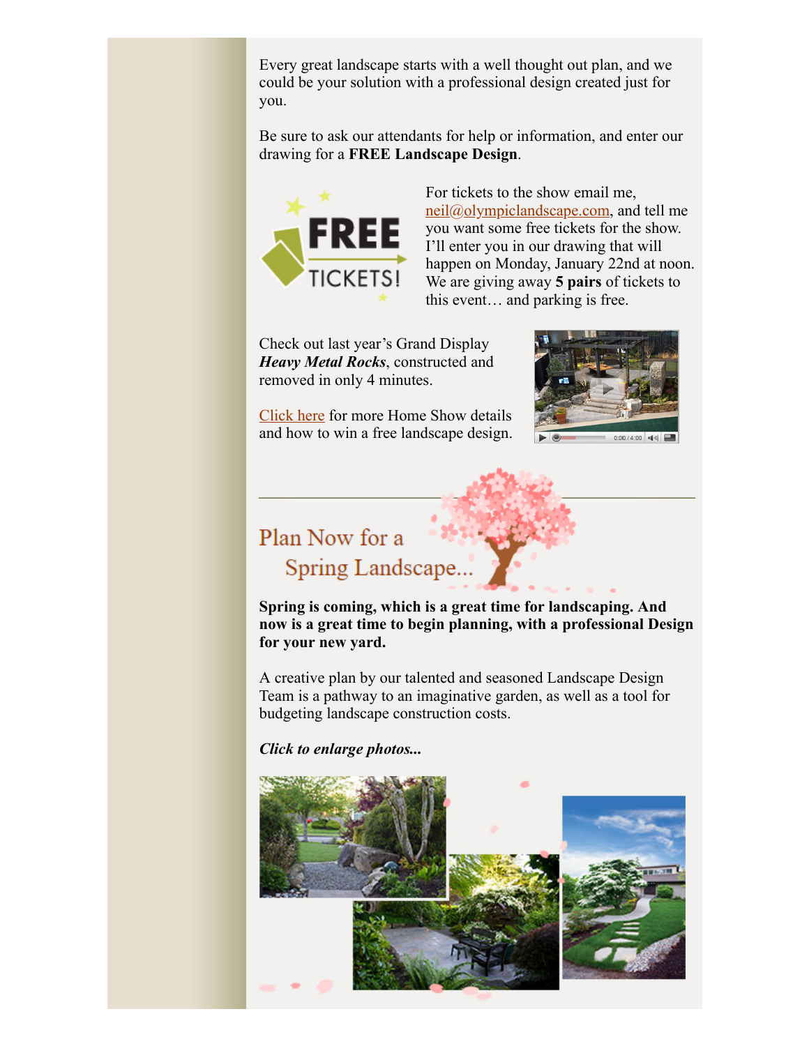Every great landscape starts with a well thought out plan, and we could be your solution with a professional design created just for you.

Be sure to ask our attendants for help or information, and enter our drawing for a **FREE Landscape Design**.

FREE TICKETS!

For tickets to the show email me, neil@olympiclandscape.com, and tell me you want some free tickets for the show. I'll enter you in our drawing that will happen on Monday, January 22nd at noon. We are giving away **5 pairs** of tickets to this event… and parking is free.

Check out last year's Grand Display ***Heavy Metal Rocks***, constructed and removed in only 4 minutes.

Click here for more Home Show details and how to win a free landscape design.

## Plan Now for a Spring Landscape...

**Spring is coming, which is a great time for landscaping. And now is a great time to begin planning, with a professional Design for your new yard.**

A creative plan by our talented and seasoned Landscape Design Team is a pathway to an imaginative garden, as well as a tool for budgeting landscape construction costs.

***Click to enlarge photos...***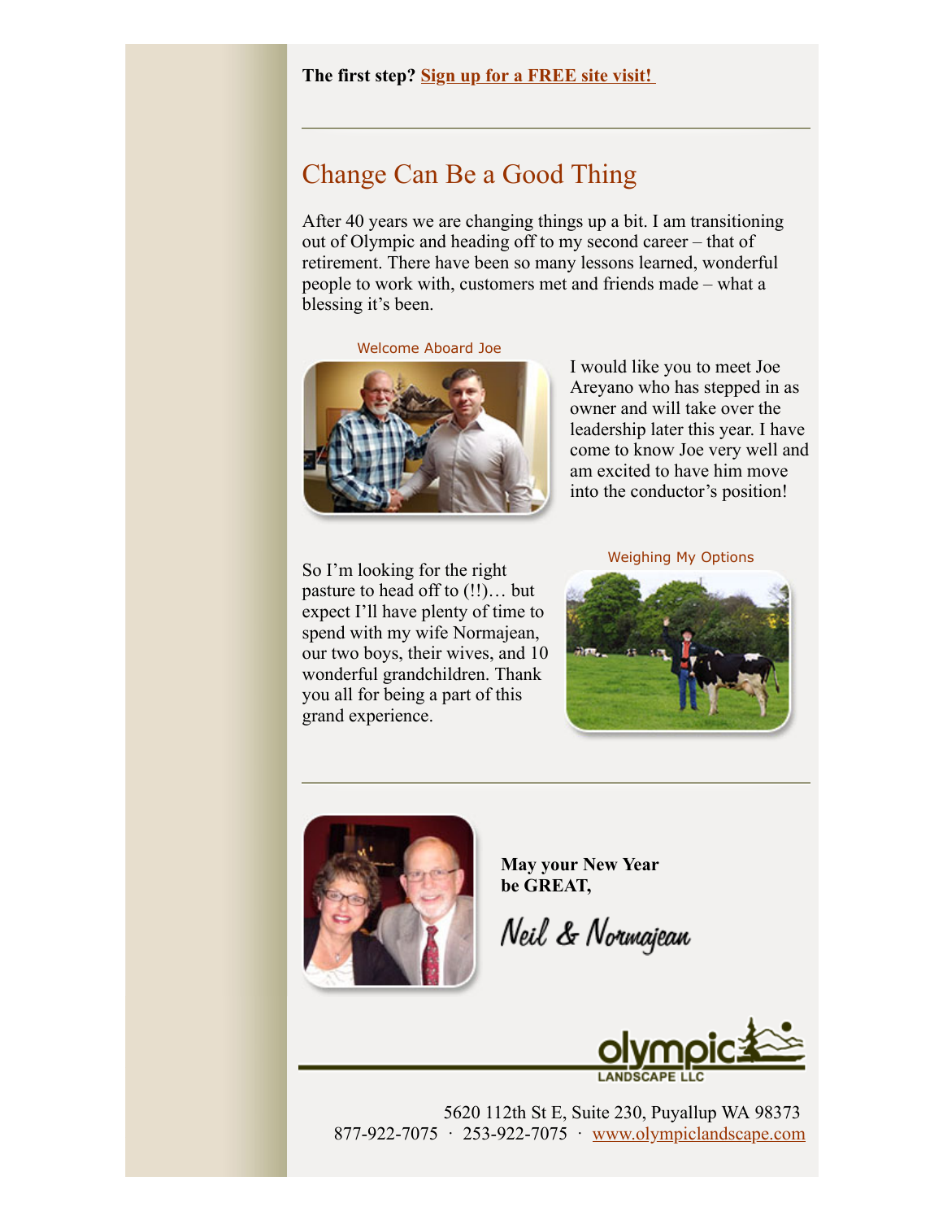**The first step? Sign up for a FREE site visit!**

---

## Change Can Be a Good Thing

After 40 years we are changing things up a bit. I am transitioning out of Olympic and heading off to my second career – that of retirement. There have been so many lessons learned, wonderful people to work with, customers met and friends made – what a blessing it's been.

Welcome Aboard Joe

I would like you to meet Joe Areyano who has stepped in as owner and will take over the leadership later this year. I have come to know Joe very well and am excited to have him move into the conductor's position!

So I'm looking for the right pasture to head off to (!!)… but expect I'll have plenty of time to spend with my wife Normajean, our two boys, their wives, and 10 wonderful grandchildren. Thank you all for being a part of this grand experience.

Weighing My Options

---

**May your New Year be GREAT,**

*Neil & Normajean*

olympic LANDSCAPE LLC

5620 112th St E, Suite 230, Puyallup WA 98373
877-922-7075 · 253-922-7075 · www.olympiclandscape.com